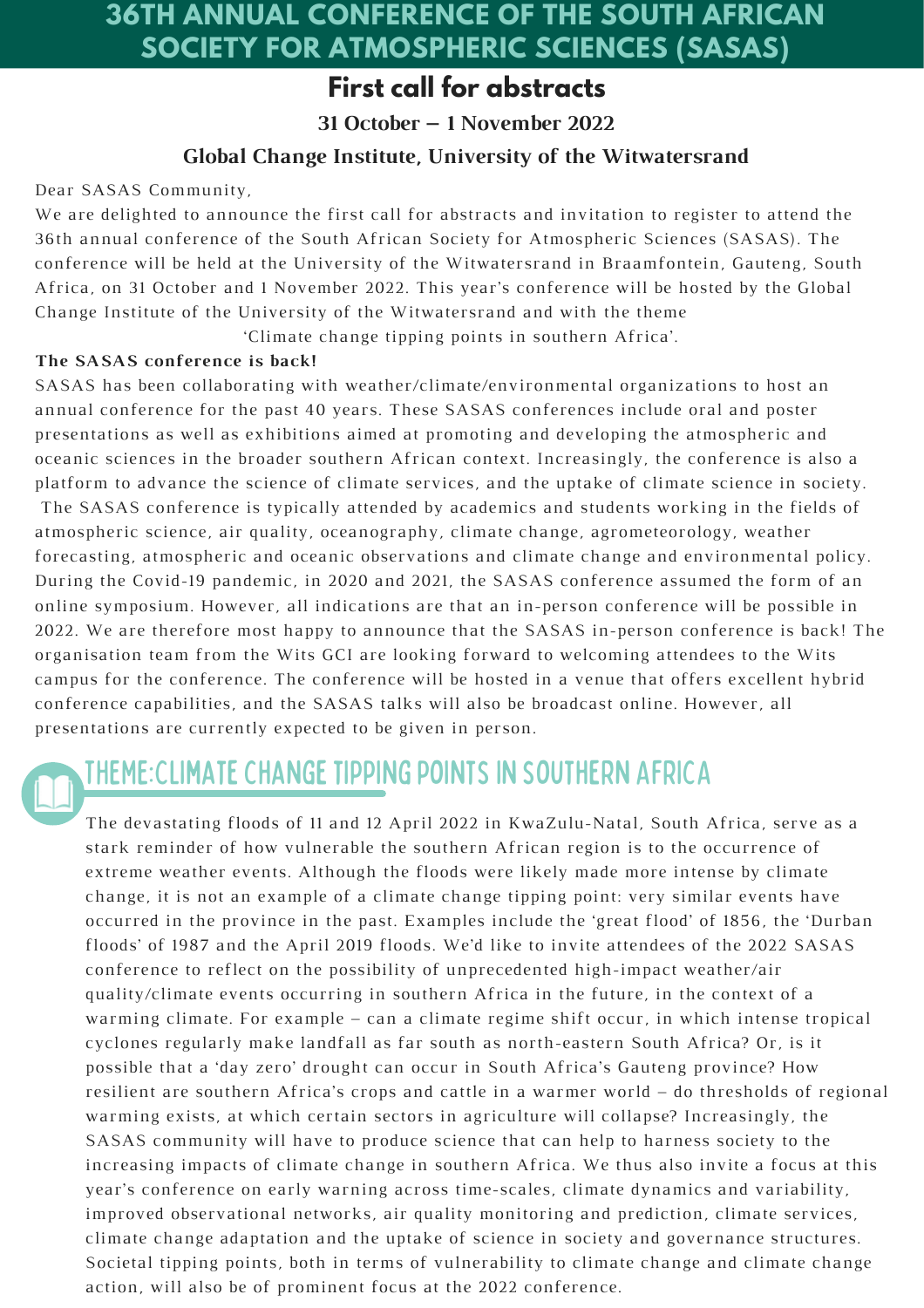# 36TH ANNUAL CONFERENCE OF THE SOUTH AFRICAN SOCIETY FOR ATMOSPHERIC SCIENCES (SASAS)

## First call for abstracts

### 31 October – 1 November 2022

### Global Change Institute, University of the Witwatersrand

Dear SASAS Community,

We are delighted to announce the first call for abstracts and invitation to register to attend the 36th annual conference of the South African Society for Atmospheric Sciences (SASAS). The conference will be held at the University of the Witwatersrand in Braamfontein, Gauteng, South Africa, on 31 October and 1 November 2022. This year's conference will be hosted by the Global Change Institute of the University of the Witwatersrand and with the theme

'Climate change tipping points in southern Africa'.

**The SASAS conference is back!**

SASAS has been collaborating with weather/climate/environmental organizations to host an annual conference for the past 40 years. These SASAS conferences include oral and poster presentations as well as exhibitions aimed at promoting and developing the atmospheric and oceanic sciences in the broader southern African context. Increasingly, the conference is also a platform to advance the science of climate services, and the uptake of climate science in society. The SASAS conference is typically attended by academics and students working in the fields of atmospheric science, air quality, oceanography, climate change, agrometeorology, weather forecasting, atmospheric and oceanic observations and climate change and environmental policy. During the Covid-19 pandemic, in 2020 and 2021, the SASAS conference assumed the form of an online symposium. However, all indications are that an in-person conference will be possible in 2022. We are therefore most happy to announce that the SASAS in-person conference is back! The organisation team from the Wits GCI are looking forward to welcoming attendees to the Wits campus for the conference. The conference will be hosted in a venue that offers excellent hybrid conference capabilities, and the SASAS talks will also be broadcast online. However, all presentations are currently expected to be given in person.

## THEME: CLIMATE CHANGE TIPPING POINTS IN SOUTHERN AFRICA

The devastating floods of 11 and 12 April 2022 in KwaZulu-Natal, South Africa, serve as a stark reminder of how vulnerable the southern African region is to the occurrence of extreme weather events. Although the floods were likely made more intense by climate change, it is not an example of a climate change tipping point: very similar events have occurred in the province in the past. Examples include the 'great flood' of 1856, the 'Durban floods' of 1987 and the April 2019 floods. We'd like to invite attendees of the 2022 SASAS conference to reflect on the possibility of unprecedented high-impact weather/air quality/climate events occurring in southern Africa in the future, in the context of a warming climate. For example – can a climate regime shift occur, in which intense tropical cyclones regularly make landfall as far south as north-eastern South Africa? Or, is it possible that a 'day zero' drought can occur in South Africa's Gauteng province? How resilient are southern Africa's crops and cattle in a warmer world – do thresholds of regional warming exists, at which certain sectors in agriculture will collapse? Increasingly, the SASAS community will have to produce science that can help to harness society to the increasing impacts of climate change in southern Africa. We thus also invite a focus at this year's conference on early warning across time-scales, climate dynamics and variability, improved observational networks, air quality monitoring and prediction, climate services, climate change adaptation and the uptake of science in society and governance structures. Societal tipping points, both in terms of vulnerability to climate change and climate change action, will also be of prominent focus at the 2022 conference.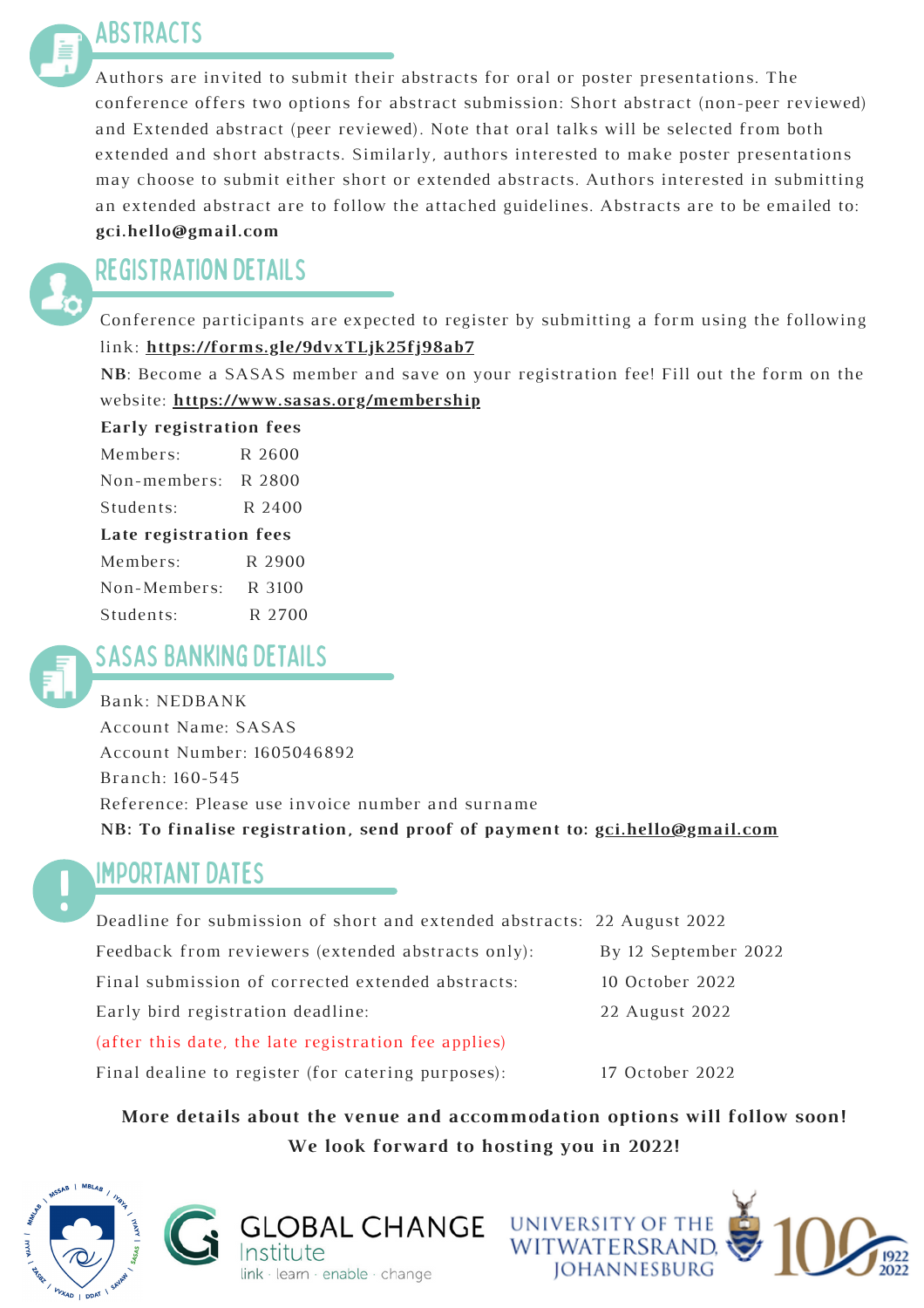## ABSTRACTS

Authors are invited to submit their abstracts for oral or poster presentations. The conference offers two options for abstract submission: Short abstract (non-peer reviewed) and Extended abstract (peer reviewed). Note that oral talks will be selected from both extended and short abstracts. Similarly, authors interested to make poster presentations may choose to submit either short or extended abstracts. Authors interested in submitting an extended abstract are to follow the attached guidelines. Abstracts are to be emailed to: **gci.hello@gmail.com**

## REGISTRATION DETAILS

Conference participants are expected to register by submitting a form using the following link: **https://forms.gle/9dvxTLjk25fj98ab7**

**NB**: Become a SASAS member and save on your registration fee! Fill out the form on the website: **https://www.sasas.org/membership**

**Early registration fees**

| | |
|---|---|
| Members: | R 2600 |
| Non-members: | R 2800 |
| Students: | R 2400 |

**Late registration fees**

| | |
|---|---|
| Members: | R 2900 |
| Non-Members: | R 3100 |
| Students: | R 2700 |

## SASAS BANKING DETAILS

Bank: NEDBANK
Account Name: SASAS
Account Number: 1605046892
Branch: 160-545
Reference: Please use invoice number and surname

**NB: To finalise registration, send proof of payment to: gci.hello@gmail.com**

## IMPORTANT DATES

| | |
|---|---|
| Deadline for submission of short and extended abstracts: | 22 August 2022 |
| Feedback from reviewers (extended abstracts only): | By 12 September 2022 |
| Final submission of corrected extended abstracts: | 10 October 2022 |
| Early bird registration deadline: | 22 August 2022 |
| (after this date, the late registration fee applies) | |
| Final dealine to register (for catering purposes): | 17 October 2022 |

**More details about the venue and accommodation options will follow soon!**

**We look forward to hosting you in 2022!**

GLOBAL CHANGE Institute
link · learn · enable · change

UNIVERSITY OF THE WITWATERSRAND, JOHANNESBURG

100 1922 2022